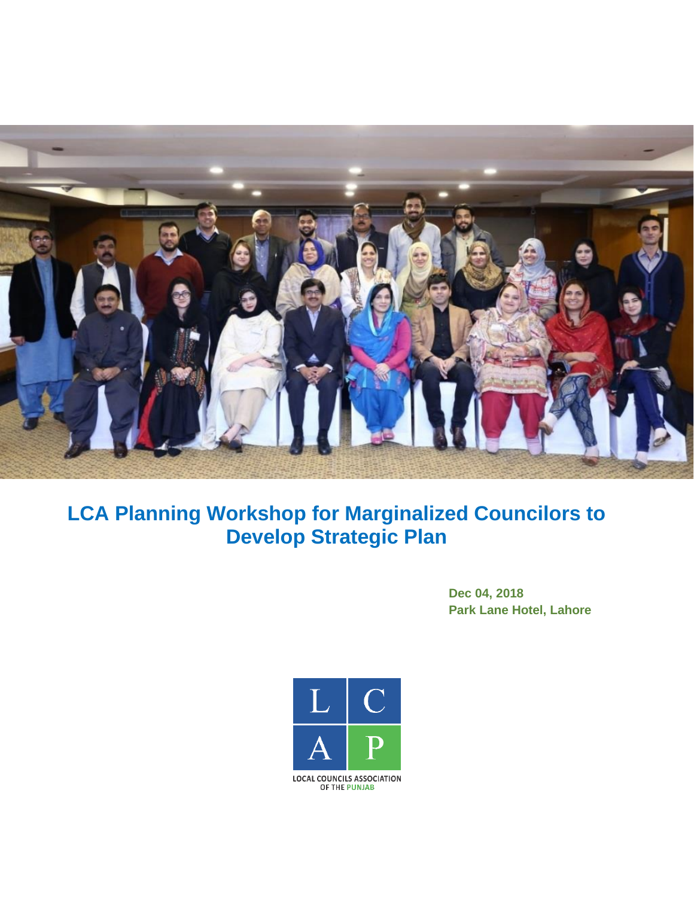# LCA Planning Workshop for Marginalized Councilors to Develop Strategic Plan

**Dec 04, 2018**
**Park Lane Hotel, Lahore**

LOCAL COUNCILS ASSOCIATION OF THE PUNJAB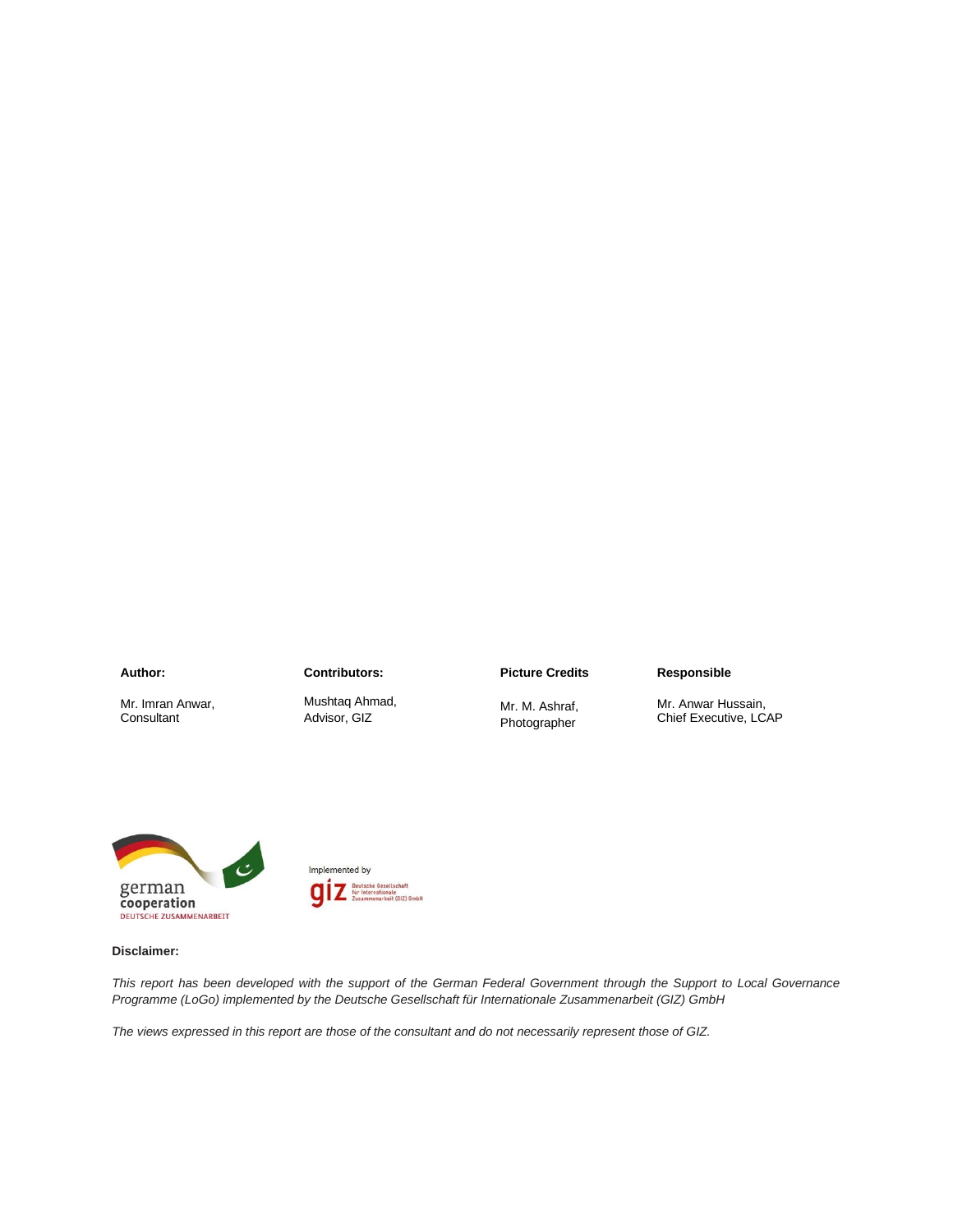| **Author:** | **Contributors:** | **Picture Credits** | **Responsible** |
|---|---|---|---|
| Mr. Imran Anwar, Consultant | Mushtaq Ahmad, Advisor, GIZ | Mr. M. Ashraf, Photographer | Mr. Anwar Hussain, Chief Executive, LCAP |

german cooperation
DEUTSCHE ZUSAMMENARBEIT

Implemented by
giz Deutsche Gesellschaft für Internationale Zusammenarbeit (GIZ) GmbH

**Disclaimer:**

*This report has been developed with the support of the German Federal Government through the Support to Local Governance Programme (LoGo) implemented by the Deutsche Gesellschaft für Internationale Zusammenarbeit (GIZ) GmbH*

*The views expressed in this report are those of the consultant and do not necessarily represent those of GIZ.*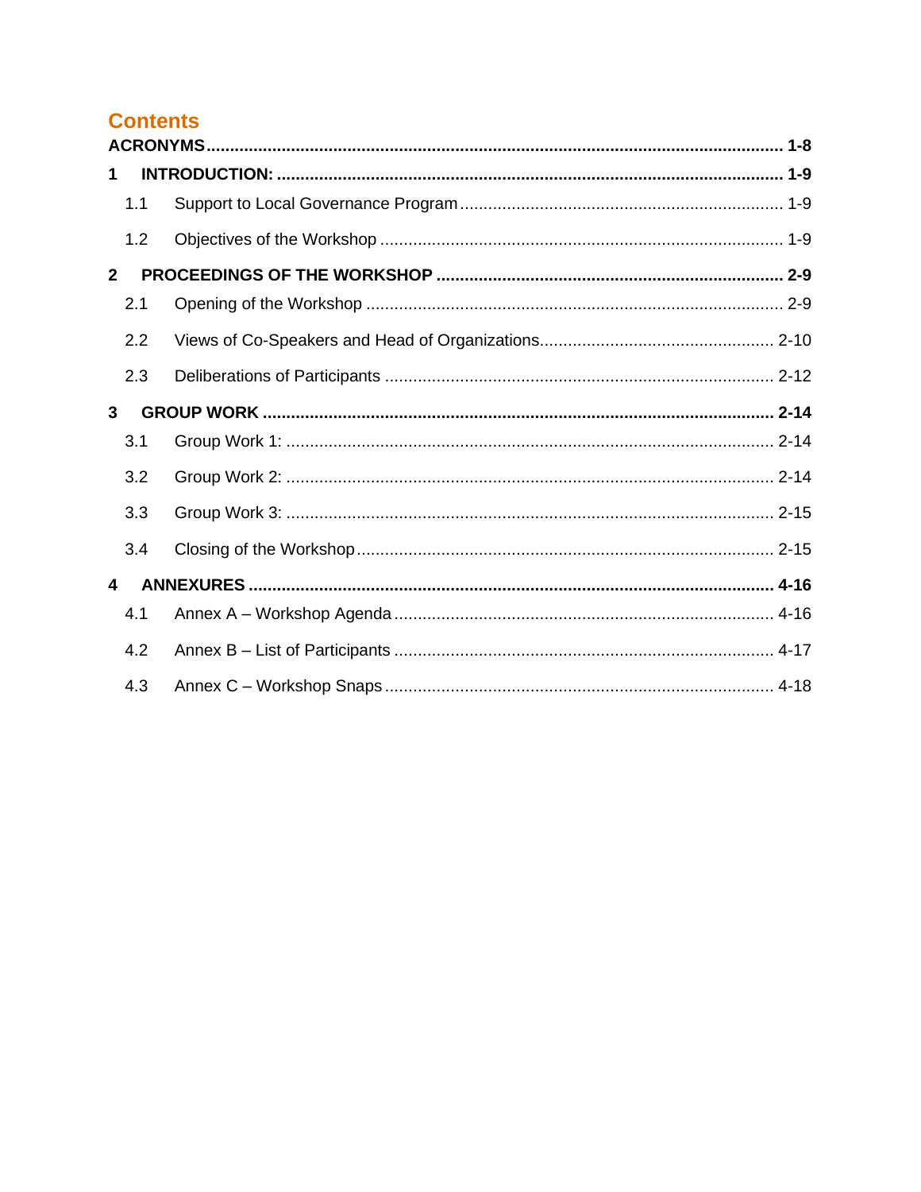## Contents

**ACRONYMS** ..... **1-8**

**1 INTRODUCTION:** ..... **1-9**

- 1.1 Support to Local Governance Program ..... 1-9
- 1.2 Objectives of the Workshop ..... 1-9

**2 PROCEEDINGS OF THE WORKSHOP** ..... **2-9**

- 2.1 Opening of the Workshop ..... 2-9
- 2.2 Views of Co-Speakers and Head of Organizations ..... 2-10
- 2.3 Deliberations of Participants ..... 2-12

**3 GROUP WORK** ..... **2-14**

- 3.1 Group Work 1: ..... 2-14
- 3.2 Group Work 2: ..... 2-14
- 3.3 Group Work 3: ..... 2-15
- 3.4 Closing of the Workshop ..... 2-15

**4 ANNEXURES** ..... **4-16**

- 4.1 Annex A – Workshop Agenda ..... 4-16
- 4.2 Annex B – List of Participants ..... 4-17
- 4.3 Annex C – Workshop Snaps ..... 4-18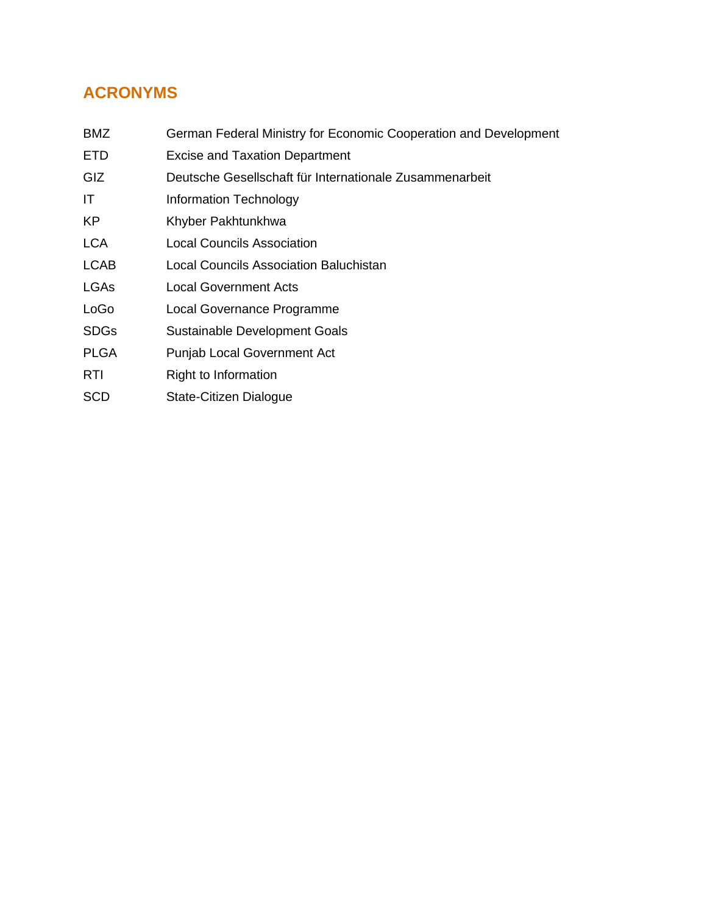## ACRONYMS

| | |
|---|---|
| BMZ | German Federal Ministry for Economic Cooperation and Development |
| ETD | Excise and Taxation Department |
| GIZ | Deutsche Gesellschaft für Internationale Zusammenarbeit |
| IT | Information Technology |
| KP | Khyber Pakhtunkhwa |
| LCA | Local Councils Association |
| LCAB | Local Councils Association Baluchistan |
| LGAs | Local Government Acts |
| LoGo | Local Governance Programme |
| SDGs | Sustainable Development Goals |
| PLGA | Punjab Local Government Act |
| RTI | Right to Information |
| SCD | State-Citizen Dialogue |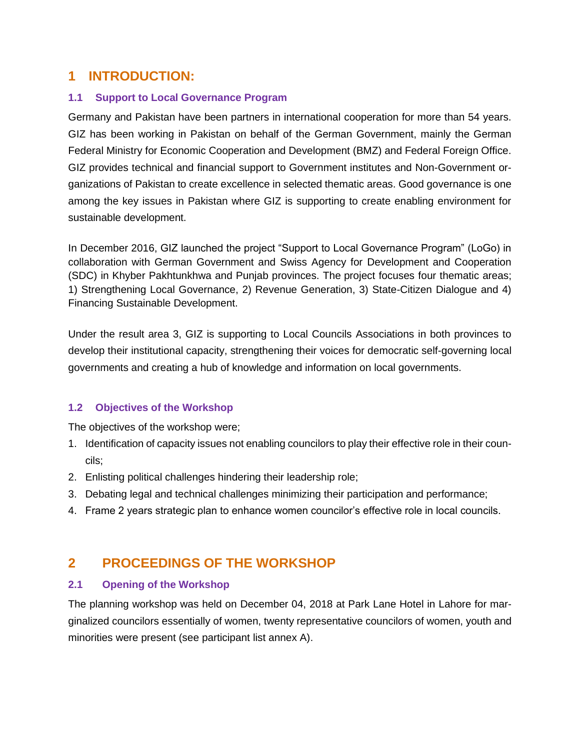# 1 INTRODUCTION:

## 1.1 Support to Local Governance Program

Germany and Pakistan have been partners in international cooperation for more than 54 years. GIZ has been working in Pakistan on behalf of the German Government, mainly the German Federal Ministry for Economic Cooperation and Development (BMZ) and Federal Foreign Office. GIZ provides technical and financial support to Government institutes and Non-Government organizations of Pakistan to create excellence in selected thematic areas. Good governance is one among the key issues in Pakistan where GIZ is supporting to create enabling environment for sustainable development.

In December 2016, GIZ launched the project "Support to Local Governance Program" (LoGo) in collaboration with German Government and Swiss Agency for Development and Cooperation (SDC) in Khyber Pakhtunkhwa and Punjab provinces. The project focuses four thematic areas; 1) Strengthening Local Governance, 2) Revenue Generation, 3) State-Citizen Dialogue and 4) Financing Sustainable Development.

Under the result area 3, GIZ is supporting to Local Councils Associations in both provinces to develop their institutional capacity, strengthening their voices for democratic self-governing local governments and creating a hub of knowledge and information on local governments.

## 1.2 Objectives of the Workshop

The objectives of the workshop were;

1. Identification of capacity issues not enabling councilors to play their effective role in their councils;
2. Enlisting political challenges hindering their leadership role;
3. Debating legal and technical challenges minimizing their participation and performance;
4. Frame 2 years strategic plan to enhance women councilor's effective role in local councils.

# 2 PROCEEDINGS OF THE WORKSHOP

## 2.1 Opening of the Workshop

The planning workshop was held on December 04, 2018 at Park Lane Hotel in Lahore for marginalized councilors essentially of women, twenty representative councilors of women, youth and minorities were present (see participant list annex A).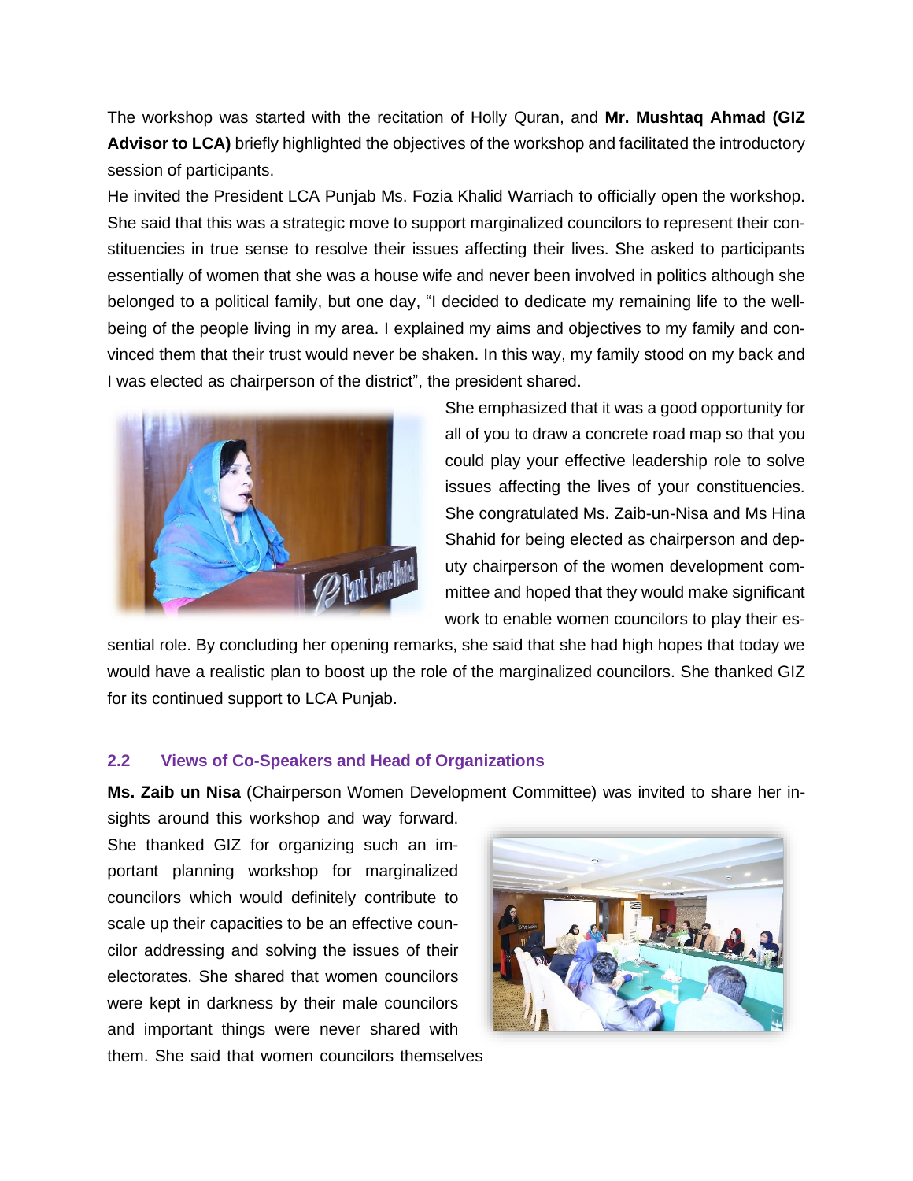The workshop was started with the recitation of Holly Quran, and **Mr. Mushtaq Ahmad (GIZ Advisor to LCA)** briefly highlighted the objectives of the workshop and facilitated the introductory session of participants.

He invited the President LCA Punjab Ms. Fozia Khalid Warriach to officially open the workshop. She said that this was a strategic move to support marginalized councilors to represent their constituencies in true sense to resolve their issues affecting their lives. She asked to participants essentially of women that she was a house wife and never been involved in politics although she belonged to a political family, but one day, "I decided to dedicate my remaining life to the well-being of the people living in my area. I explained my aims and objectives to my family and convinced them that their trust would never be shaken. In this way, my family stood on my back and I was elected as chairperson of the district", the president shared.

She emphasized that it was a good opportunity for all of you to draw a concrete road map so that you could play your effective leadership role to solve issues affecting the lives of your constituencies. She congratulated Ms. Zaib-un-Nisa and Ms Hina Shahid for being elected as chairperson and deputy chairperson of the women development committee and hoped that they would make significant work to enable women councilors to play their essential role. By concluding her opening remarks, she said that she had high hopes that today we would have a realistic plan to boost up the role of the marginalized councilors. She thanked GIZ for its continued support to LCA Punjab.

## 2.2 Views of Co-Speakers and Head of Organizations

**Ms. Zaib un Nisa** (Chairperson Women Development Committee) was invited to share her insights around this workshop and way forward. She thanked GIZ for organizing such an important planning workshop for marginalized councilors which would definitely contribute to scale up their capacities to be an effective councilor addressing and solving the issues of their electorates. She shared that women councilors were kept in darkness by their male councilors and important things were never shared with them. She said that women councilors themselves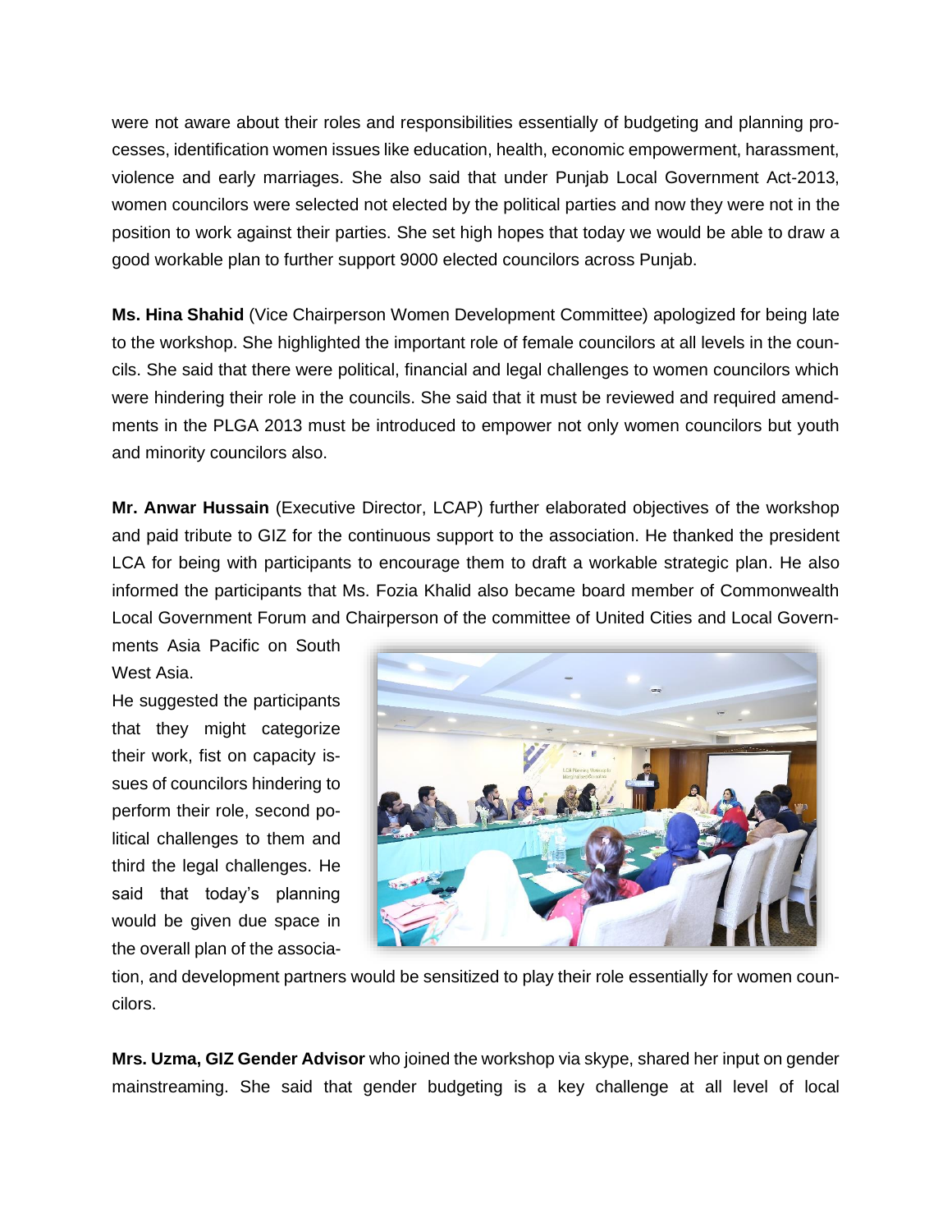were not aware about their roles and responsibilities essentially of budgeting and planning processes, identification women issues like education, health, economic empowerment, harassment, violence and early marriages. She also said that under Punjab Local Government Act-2013, women councilors were selected not elected by the political parties and now they were not in the position to work against their parties. She set high hopes that today we would be able to draw a good workable plan to further support 9000 elected councilors across Punjab.

**Ms. Hina Shahid** (Vice Chairperson Women Development Committee) apologized for being late to the workshop. She highlighted the important role of female councilors at all levels in the councils. She said that there were political, financial and legal challenges to women councilors which were hindering their role in the councils. She said that it must be reviewed and required amendments in the PLGA 2013 must be introduced to empower not only women councilors but youth and minority councilors also.

**Mr. Anwar Hussain** (Executive Director, LCAP) further elaborated objectives of the workshop and paid tribute to GIZ for the continuous support to the association. He thanked the president LCA for being with participants to encourage them to draft a workable strategic plan. He also informed the participants that Ms. Fozia Khalid also became board member of Commonwealth Local Government Forum and Chairperson of the committee of United Cities and Local Governments Asia Pacific on South West Asia.

He suggested the participants that they might categorize their work, fist on capacity issues of councilors hindering to perform their role, second political challenges to them and third the legal challenges. He said that today's planning would be given due space in the overall plan of the association, and development partners would be sensitized to play their role essentially for women councilors.

**Mrs. Uzma, GIZ Gender Advisor** who joined the workshop via skype, shared her input on gender mainstreaming. She said that gender budgeting is a key challenge at all level of local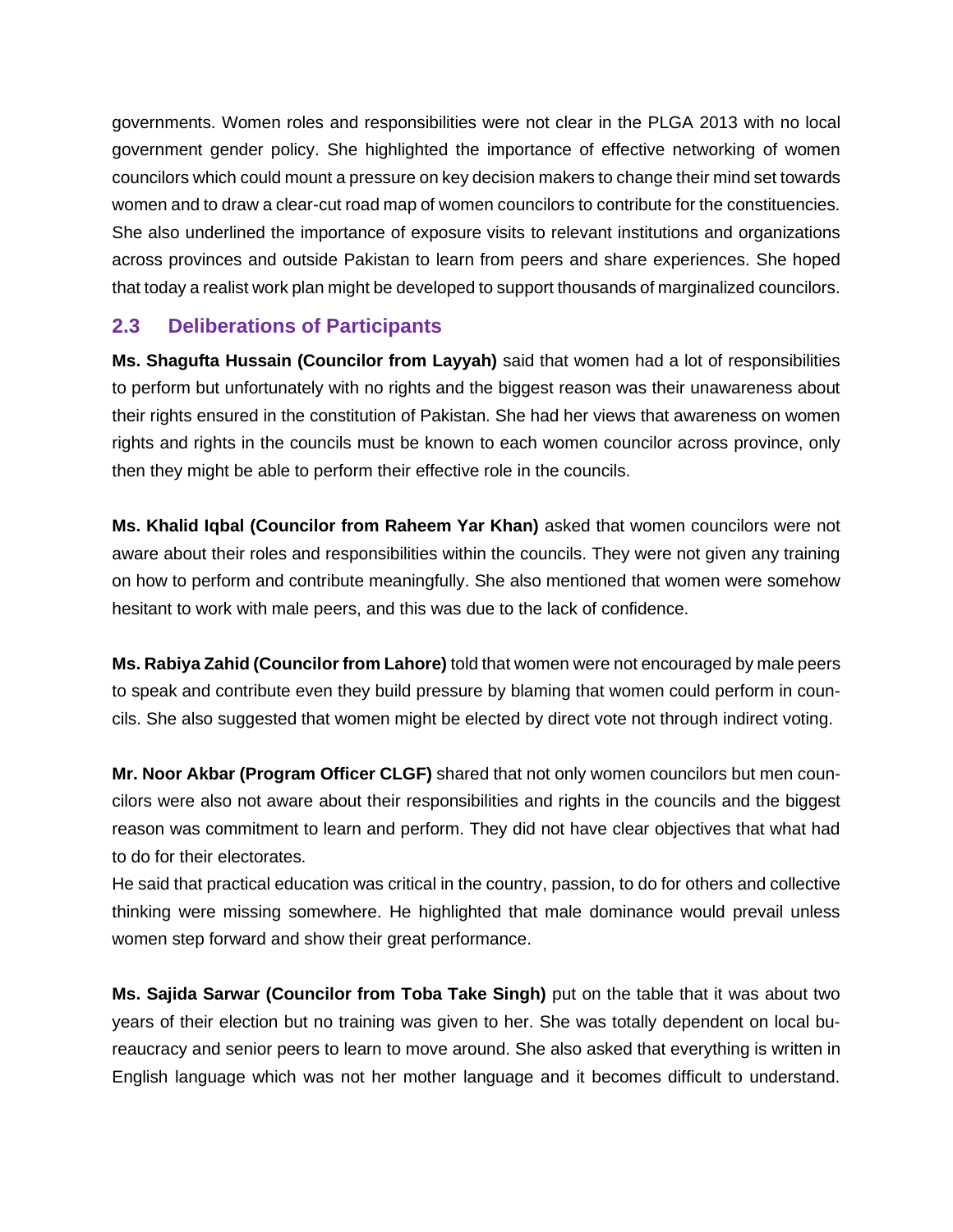governments. Women roles and responsibilities were not clear in the PLGA 2013 with no local government gender policy. She highlighted the importance of effective networking of women councilors which could mount a pressure on key decision makers to change their mind set towards women and to draw a clear-cut road map of women councilors to contribute for the constituencies. She also underlined the importance of exposure visits to relevant institutions and organizations across provinces and outside Pakistan to learn from peers and share experiences. She hoped that today a realist work plan might be developed to support thousands of marginalized councilors.

## 2.3 Deliberations of Participants

**Ms. Shagufta Hussain (Councilor from Layyah)** said that women had a lot of responsibilities to perform but unfortunately with no rights and the biggest reason was their unawareness about their rights ensured in the constitution of Pakistan. She had her views that awareness on women rights and rights in the councils must be known to each women councilor across province, only then they might be able to perform their effective role in the councils.

**Ms. Khalid Iqbal (Councilor from Raheem Yar Khan)** asked that women councilors were not aware about their roles and responsibilities within the councils. They were not given any training on how to perform and contribute meaningfully. She also mentioned that women were somehow hesitant to work with male peers, and this was due to the lack of confidence.

**Ms. Rabiya Zahid (Councilor from Lahore)** told that women were not encouraged by male peers to speak and contribute even they build pressure by blaming that women could perform in councils. She also suggested that women might be elected by direct vote not through indirect voting.

**Mr. Noor Akbar (Program Officer CLGF)** shared that not only women councilors but men councilors were also not aware about their responsibilities and rights in the councils and the biggest reason was commitment to learn and perform. They did not have clear objectives that what had to do for their electorates.

He said that practical education was critical in the country, passion, to do for others and collective thinking were missing somewhere. He highlighted that male dominance would prevail unless women step forward and show their great performance.

**Ms. Sajida Sarwar (Councilor from Toba Take Singh)** put on the table that it was about two years of their election but no training was given to her. She was totally dependent on local bureaucracy and senior peers to learn to move around. She also asked that everything is written in English language which was not her mother language and it becomes difficult to understand.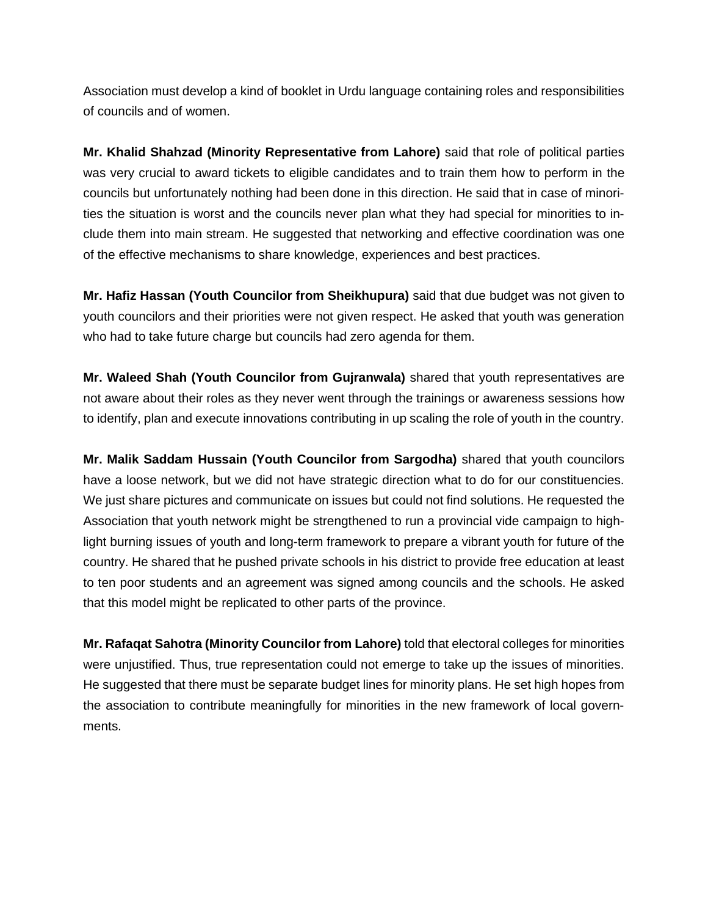Association must develop a kind of booklet in Urdu language containing roles and responsibilities of councils and of women.

**Mr. Khalid Shahzad (Minority Representative from Lahore)** said that role of political parties was very crucial to award tickets to eligible candidates and to train them how to perform in the councils but unfortunately nothing had been done in this direction. He said that in case of minorities the situation is worst and the councils never plan what they had special for minorities to include them into main stream. He suggested that networking and effective coordination was one of the effective mechanisms to share knowledge, experiences and best practices.

**Mr. Hafiz Hassan (Youth Councilor from Sheikhupura)** said that due budget was not given to youth councilors and their priorities were not given respect. He asked that youth was generation who had to take future charge but councils had zero agenda for them.

**Mr. Waleed Shah (Youth Councilor from Gujranwala)** shared that youth representatives are not aware about their roles as they never went through the trainings or awareness sessions how to identify, plan and execute innovations contributing in up scaling the role of youth in the country.

**Mr. Malik Saddam Hussain (Youth Councilor from Sargodha)** shared that youth councilors have a loose network, but we did not have strategic direction what to do for our constituencies. We just share pictures and communicate on issues but could not find solutions. He requested the Association that youth network might be strengthened to run a provincial vide campaign to highlight burning issues of youth and long-term framework to prepare a vibrant youth for future of the country. He shared that he pushed private schools in his district to provide free education at least to ten poor students and an agreement was signed among councils and the schools. He asked that this model might be replicated to other parts of the province.

**Mr. Rafaqat Sahotra (Minority Councilor from Lahore)** told that electoral colleges for minorities were unjustified. Thus, true representation could not emerge to take up the issues of minorities. He suggested that there must be separate budget lines for minority plans. He set high hopes from the association to contribute meaningfully for minorities in the new framework of local governments.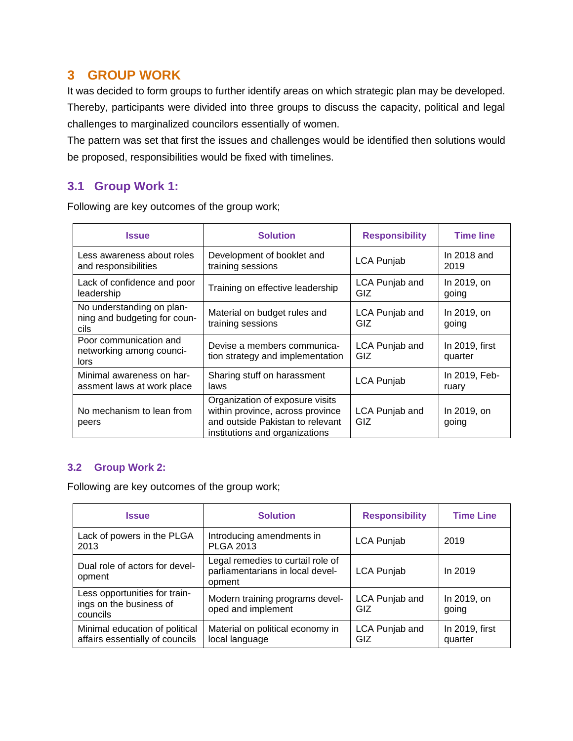# 3 GROUP WORK

It was decided to form groups to further identify areas on which strategic plan may be developed. Thereby, participants were divided into three groups to discuss the capacity, political and legal challenges to marginalized councilors essentially of women.

The pattern was set that first the issues and challenges would be identified then solutions would be proposed, responsibilities would be fixed with timelines.

## 3.1 Group Work 1:

Following are key outcomes of the group work;

| Issue | Solution | Responsibility | Time line |
|---|---|---|---|
| Less awareness about roles and responsibilities | Development of booklet and training sessions | LCA Punjab | In 2018 and 2019 |
| Lack of confidence and poor leadership | Training on effective leadership | LCA Punjab and GIZ | In 2019, on going |
| No understanding on planning and budgeting for councils | Material on budget rules and training sessions | LCA Punjab and GIZ | In 2019, on going |
| Poor communication and networking among councilors | Devise a members communication strategy and implementation | LCA Punjab and GIZ | In 2019, first quarter |
| Minimal awareness on harassment laws at work place | Sharing stuff on harassment laws | LCA Punjab | In 2019, February |
| No mechanism to lean from peers | Organization of exposure visits within province, across province and outside Pakistan to relevant institutions and organizations | LCA Punjab and GIZ | In 2019, on going |

## 3.2 Group Work 2:

Following are key outcomes of the group work;

| Issue | Solution | Responsibility | Time Line |
|---|---|---|---|
| Lack of powers in the PLGA 2013 | Introducing amendments in PLGA 2013 | LCA Punjab | 2019 |
| Dual role of actors for development | Legal remedies to curtail role of parliamentarians in local development | LCA Punjab | In 2019 |
| Less opportunities for trainings on the business of councils | Modern training programs developed and implement | LCA Punjab and GIZ | In 2019, on going |
| Minimal education of political affairs essentially of councils | Material on political economy in local language | LCA Punjab and GIZ | In 2019, first quarter |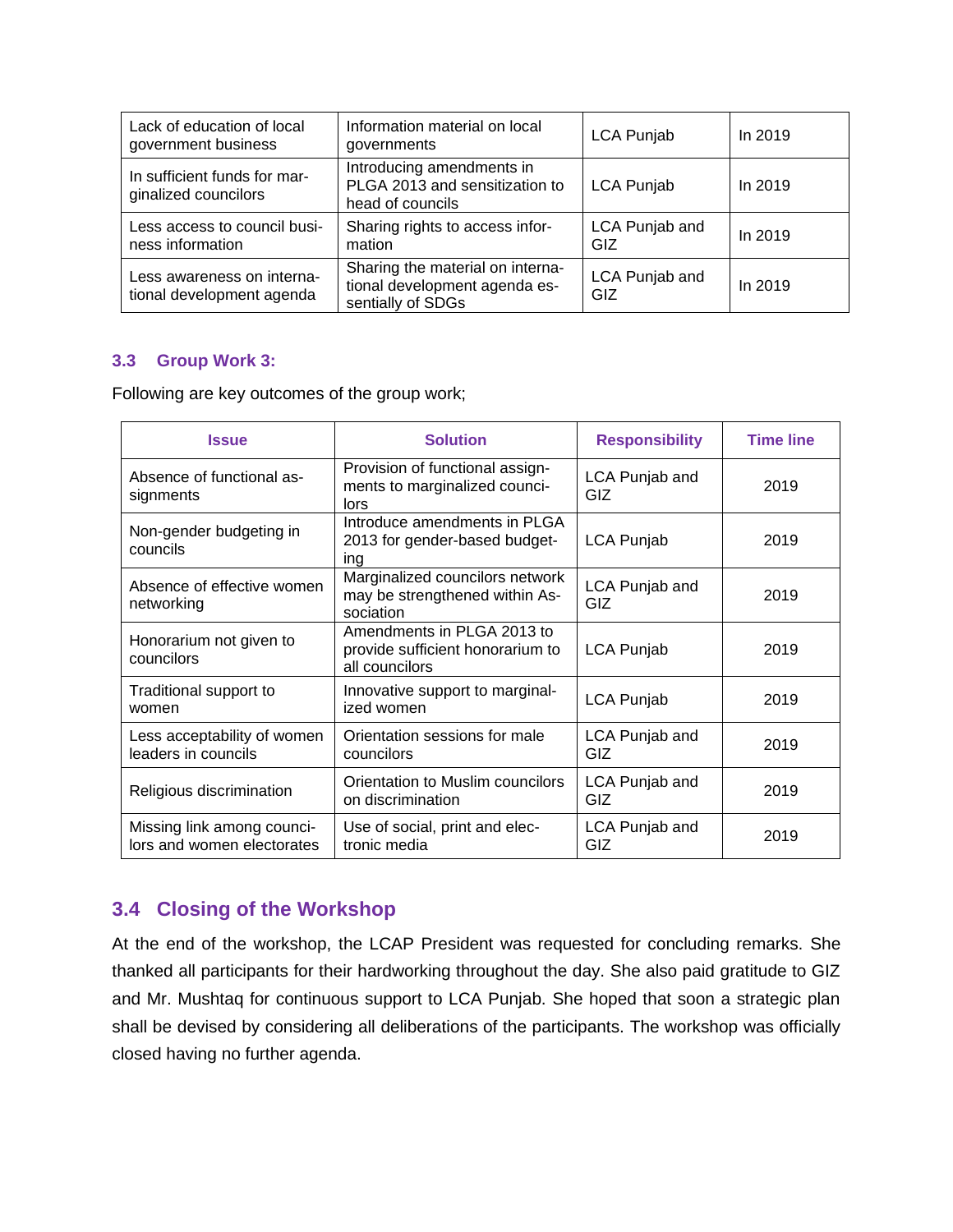| Lack of education of local government business | Information material on local governments | LCA Punjab | In 2019 |
|---|---|---|---|
| In sufficient funds for marginalized councilors | Introducing amendments in PLGA 2013 and sensitization to head of councils | LCA Punjab | In 2019 |
| Less access to council business information | Sharing rights to access information | LCA Punjab and GIZ | In 2019 |
| Less awareness on international development agenda | Sharing the material on international development agenda essentially of SDGs | LCA Punjab and GIZ | In 2019 |

### 3.3 Group Work 3:

Following are key outcomes of the group work;

| Issue | Solution | Responsibility | Time line |
|---|---|---|---|
| Absence of functional assignments | Provision of functional assignments to marginalized councilors | LCA Punjab and GIZ | 2019 |
| Non-gender budgeting in councils | Introduce amendments in PLGA 2013 for gender-based budgeting | LCA Punjab | 2019 |
| Absence of effective women networking | Marginalized councilors network may be strengthened within Association | LCA Punjab and GIZ | 2019 |
| Honorarium not given to councilors | Amendments in PLGA 2013 to provide sufficient honorarium to all councilors | LCA Punjab | 2019 |
| Traditional support to women | Innovative support to marginalized women | LCA Punjab | 2019 |
| Less acceptability of women leaders in councils | Orientation sessions for male councilors | LCA Punjab and GIZ | 2019 |
| Religious discrimination | Orientation to Muslim councilors on discrimination | LCA Punjab and GIZ | 2019 |
| Missing link among councilors and women electorates | Use of social, print and electronic media | LCA Punjab and GIZ | 2019 |

## 3.4 Closing of the Workshop

At the end of the workshop, the LCAP President was requested for concluding remarks. She thanked all participants for their hardworking throughout the day. She also paid gratitude to GIZ and Mr. Mushtaq for continuous support to LCA Punjab. She hoped that soon a strategic plan shall be devised by considering all deliberations of the participants. The workshop was officially closed having no further agenda.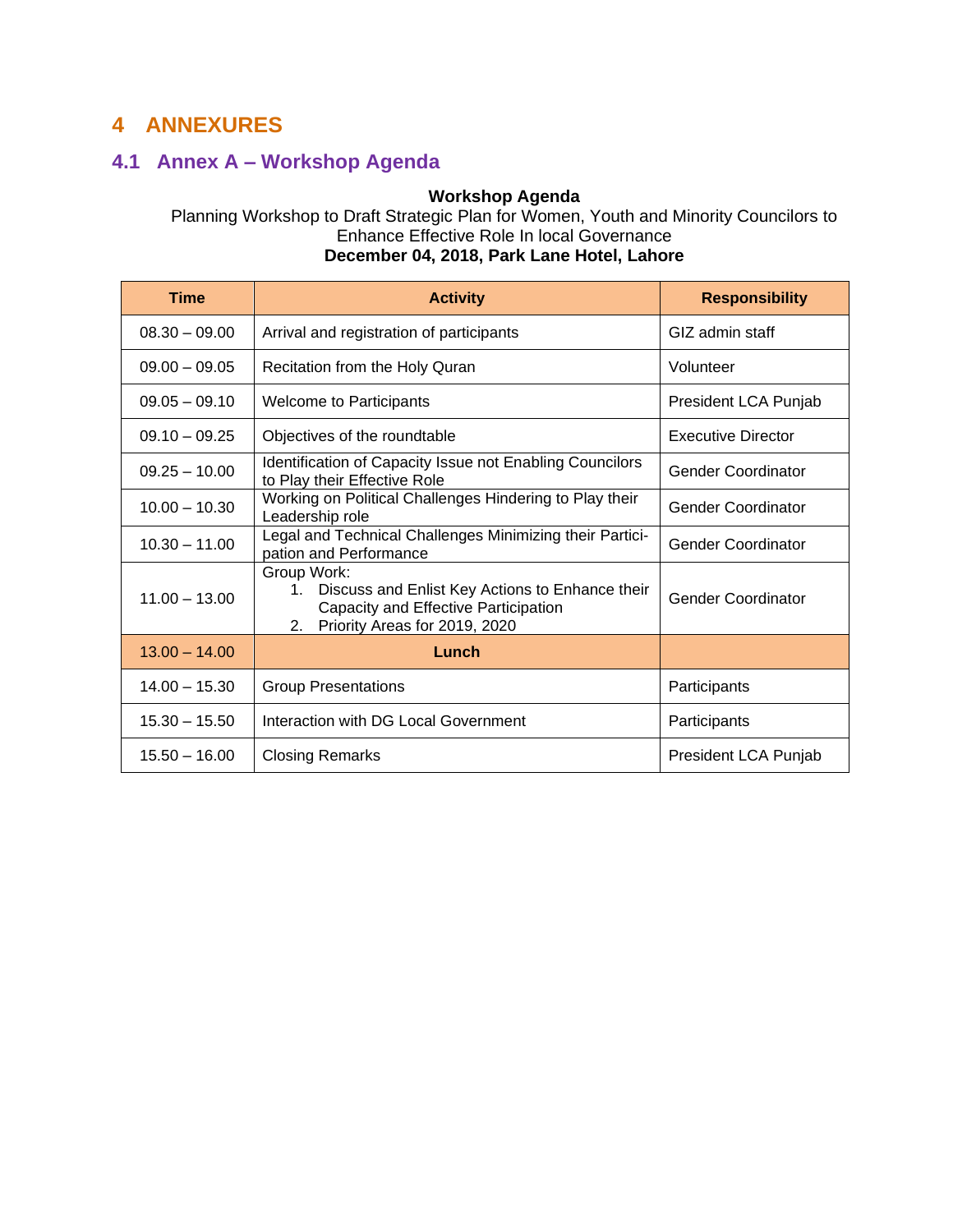# 4 ANNEXURES

## 4.1 Annex A – Workshop Agenda

**Workshop Agenda**

Planning Workshop to Draft Strategic Plan for Women, Youth and Minority Councilors to Enhance Effective Role In local Governance

**December 04, 2018, Park Lane Hotel, Lahore**

| Time | Activity | Responsibility |
|---|---|---|
| 08.30 – 09.00 | Arrival and registration of participants | GIZ admin staff |
| 09.00 – 09.05 | Recitation from the Holy Quran | Volunteer |
| 09.05 – 09.10 | Welcome to Participants | President LCA Punjab |
| 09.10 – 09.25 | Objectives of the roundtable | Executive Director |
| 09.25 – 10.00 | Identification of Capacity Issue not Enabling Councilors to Play their Effective Role | Gender Coordinator |
| 10.00 – 10.30 | Working on Political Challenges Hindering to Play their Leadership role | Gender Coordinator |
| 10.30 – 11.00 | Legal and Technical Challenges Minimizing their Participation and Performance | Gender Coordinator |
| 11.00 – 13.00 | Group Work:<br>1. Discuss and Enlist Key Actions to Enhance their Capacity and Effective Participation<br>2. Priority Areas for 2019, 2020 | Gender Coordinator |
| 13.00 – 14.00 | **Lunch** | |
| 14.00 – 15.30 | Group Presentations | Participants |
| 15.30 – 15.50 | Interaction with DG Local Government | Participants |
| 15.50 – 16.00 | Closing Remarks | President LCA Punjab |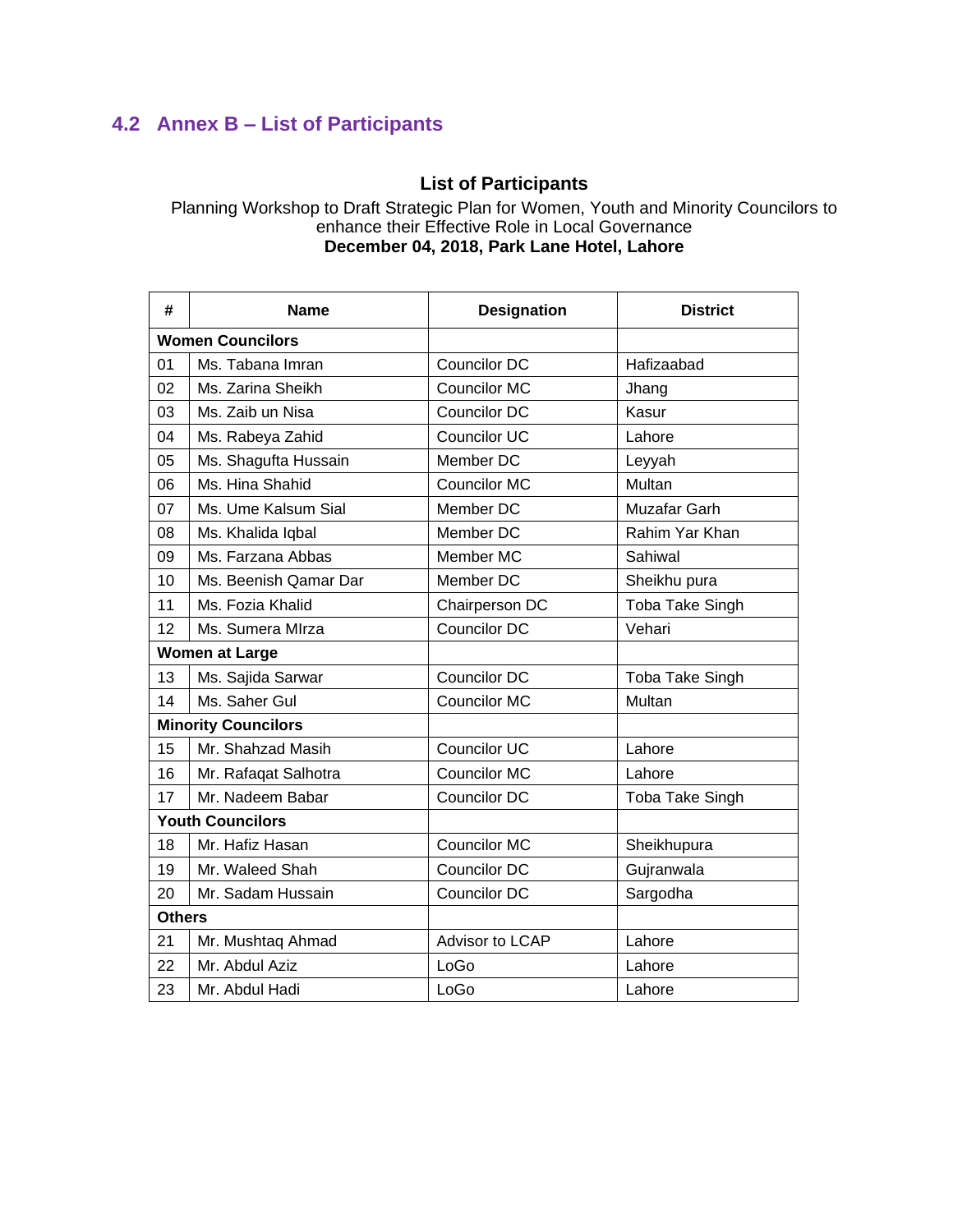## 4.2 Annex B – List of Participants

**List of Participants**

Planning Workshop to Draft Strategic Plan for Women, Youth and Minority Councilors to enhance their Effective Role in Local Governance

**December 04, 2018, Park Lane Hotel, Lahore**

| # | Name | Designation | District |
|---|---|---|---|
| **Women Councilors** | | | |
| 01 | Ms. Tabana Imran | Councilor DC | Hafizaabad |
| 02 | Ms. Zarina Sheikh | Councilor MC | Jhang |
| 03 | Ms. Zaib un Nisa | Councilor DC | Kasur |
| 04 | Ms. Rabeya Zahid | Councilor UC | Lahore |
| 05 | Ms. Shagufta Hussain | Member DC | Leyyah |
| 06 | Ms. Hina Shahid | Councilor MC | Multan |
| 07 | Ms. Ume Kalsum Sial | Member DC | Muzafar Garh |
| 08 | Ms. Khalida Iqbal | Member DC | Rahim Yar Khan |
| 09 | Ms. Farzana Abbas | Member MC | Sahiwal |
| 10 | Ms. Beenish Qamar Dar | Member DC | Sheikhu pura |
| 11 | Ms. Fozia Khalid | Chairperson DC | Toba Take Singh |
| 12 | Ms. Sumera MIrza | Councilor DC | Vehari |
| **Women at Large** | | | |
| 13 | Ms. Sajida Sarwar | Councilor DC | Toba Take Singh |
| 14 | Ms. Saher Gul | Councilor MC | Multan |
| **Minority Councilors** | | | |
| 15 | Mr. Shahzad Masih | Councilor UC | Lahore |
| 16 | Mr. Rafaqat Salhotra | Councilor MC | Lahore |
| 17 | Mr. Nadeem Babar | Councilor DC | Toba Take Singh |
| **Youth Councilors** | | | |
| 18 | Mr. Hafiz Hasan | Councilor MC | Sheikhupura |
| 19 | Mr. Waleed Shah | Councilor DC | Gujranwala |
| 20 | Mr. Sadam Hussain | Councilor DC | Sargodha |
| **Others** | | | |
| 21 | Mr. Mushtaq Ahmad | Advisor to LCAP | Lahore |
| 22 | Mr. Abdul Aziz | LoGo | Lahore |
| 23 | Mr. Abdul Hadi | LoGo | Lahore |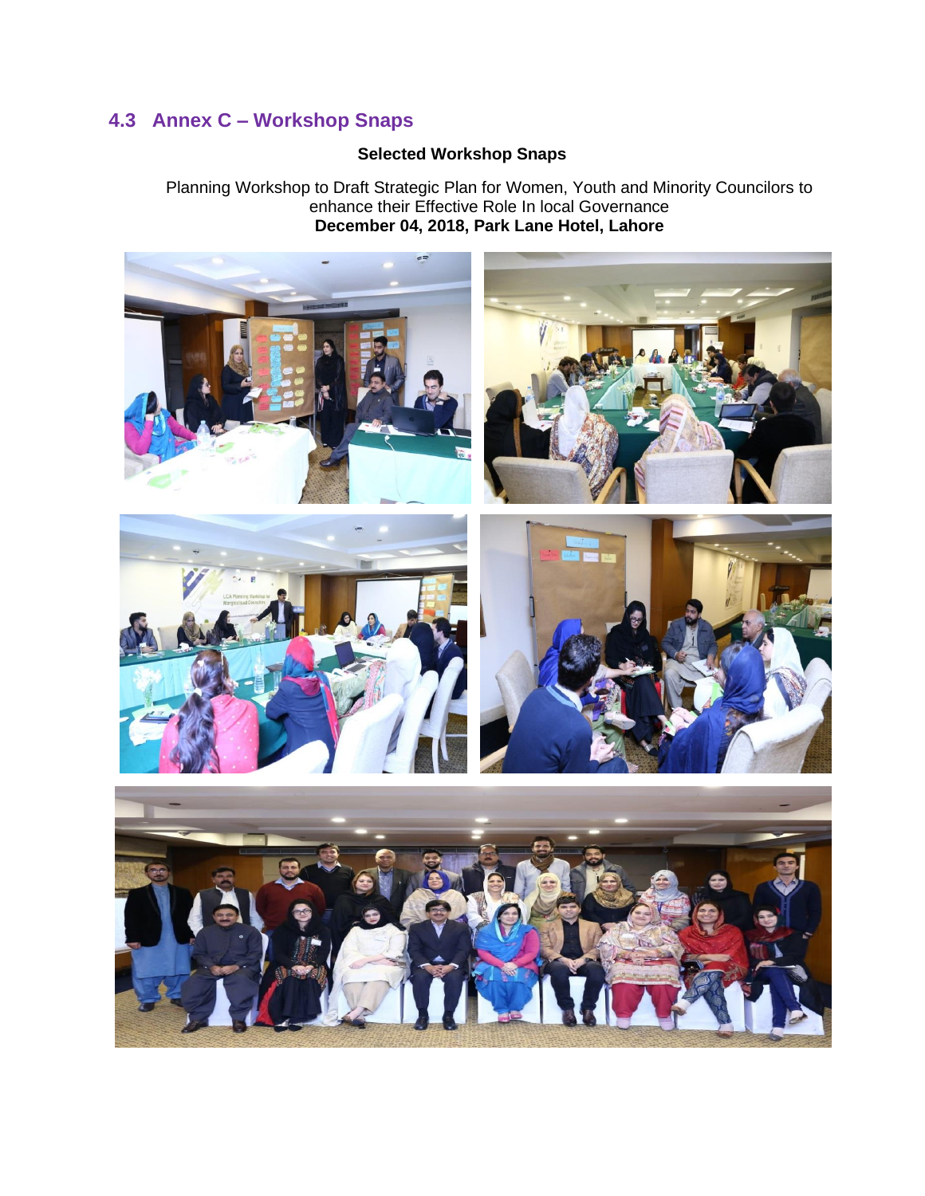## 4.3 Annex C – Workshop Snaps

**Selected Workshop Snaps**

Planning Workshop to Draft Strategic Plan for Women, Youth and Minority Councilors to enhance their Effective Role In local Governance
**December 04, 2018, Park Lane Hotel, Lahore**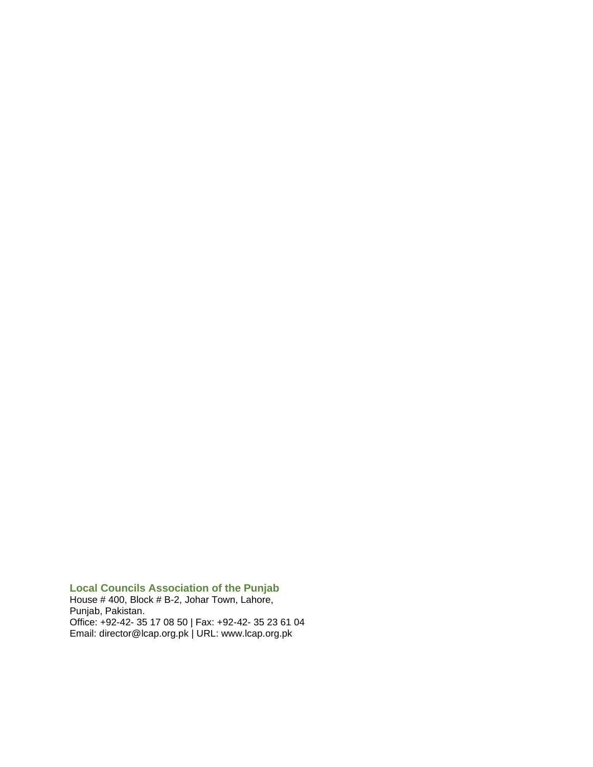**Local Councils Association of the Punjab**
House # 400, Block # B-2, Johar Town, Lahore,
Punjab, Pakistan.
Office: +92-42- 35 17 08 50 | Fax: +92-42- 35 23 61 04
Email: director@lcap.org.pk | URL: www.lcap.org.pk